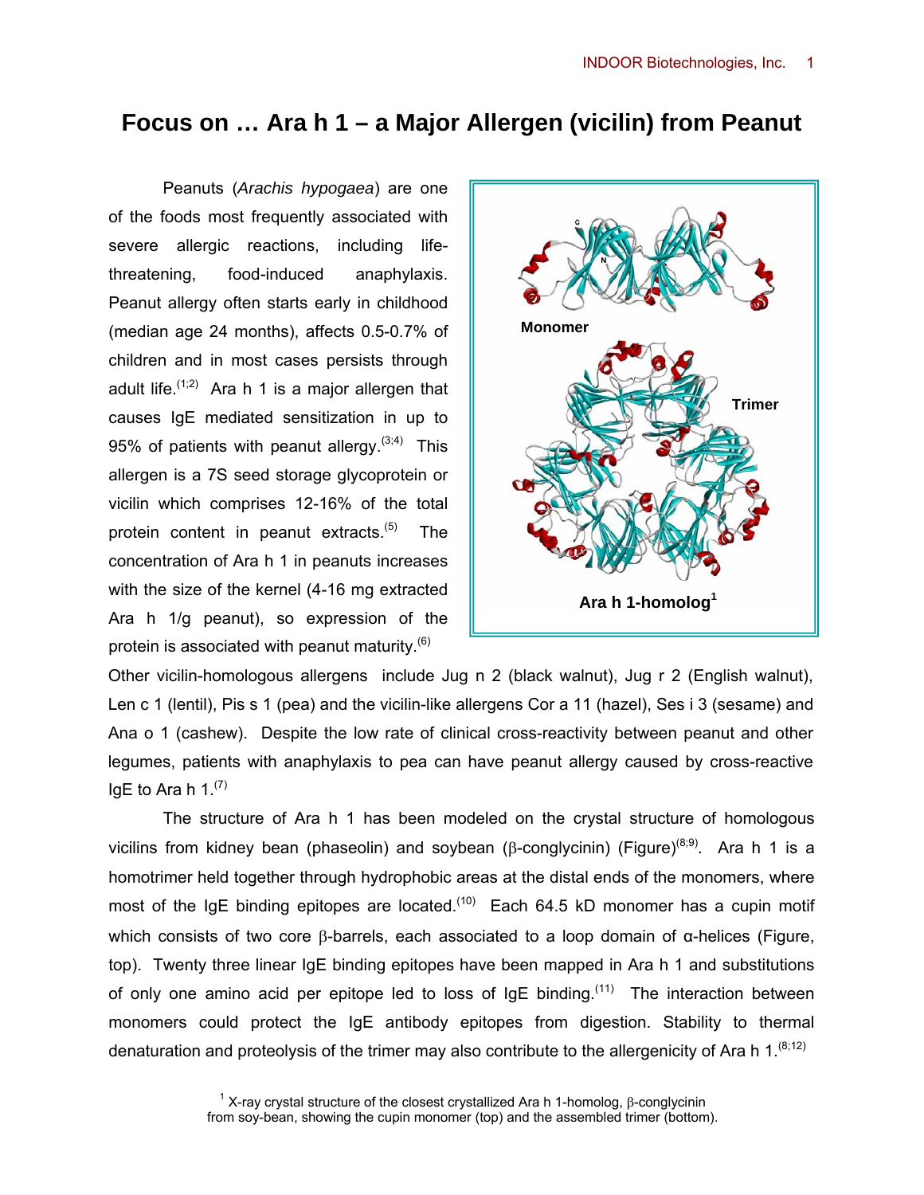# Focus on … Ara h 1 – a Major Allergen (vicilin) from Peanut

Peanuts (*Arachis hypogaea*) are one of the foods most frequently associated with severe allergic reactions, including life-threatening, food-induced anaphylaxis. Peanut allergy often starts early in childhood (median age 24 months), affects 0.5-0.7% of children and in most cases persists through adult life.[1;2] Ara h 1 is a major allergen that causes IgE mediated sensitization in up to 95% of patients with peanut allergy.[3;4] This allergen is a 7S seed storage glycoprotein or vicilin which comprises 12-16% of the total protein content in peanut extracts.[5] The concentration of Ara h 1 in peanuts increases with the size of the kernel (4-16 mg extracted Ara h 1/g peanut), so expression of the protein is associated with peanut maturity.[6]

Monomer

Trimer

**Ara h 1-homolog[1]**

Other vicilin-homologous allergens include Jug n 2 (black walnut), Jug r 2 (English walnut), Len c 1 (lentil), Pis s 1 (pea) and the vicilin-like allergens Cor a 11 (hazel), Ses i 3 (sesame) and Ana o 1 (cashew). Despite the low rate of clinical cross-reactivity between peanut and other legumes, patients with anaphylaxis to pea can have peanut allergy caused by cross-reactive IgE to Ara h 1.[7]

The structure of Ara h 1 has been modeled on the crystal structure of homologous vicilins from kidney bean (phaseolin) and soybean (β-conglycinin) (Figure)[8;9]. Ara h 1 is a homotrimer held together through hydrophobic areas at the distal ends of the monomers, where most of the IgE binding epitopes are located.[10] Each 64.5 kD monomer has a cupin motif which consists of two core β-barrels, each associated to a loop domain of α-helices (Figure, top). Twenty three linear IgE binding epitopes have been mapped in Ara h 1 and substitutions of only one amino acid per epitope led to loss of IgE binding.[11] The interaction between monomers could protect the IgE antibody epitopes from digestion. Stability to thermal denaturation and proteolysis of the trimer may also contribute to the allergenicity of Ara h 1.[8;12]

[1] X-ray crystal structure of the closest crystallized Ara h 1-homolog, β-conglycinin from soy-bean, showing the cupin monomer (top) and the assembled trimer (bottom).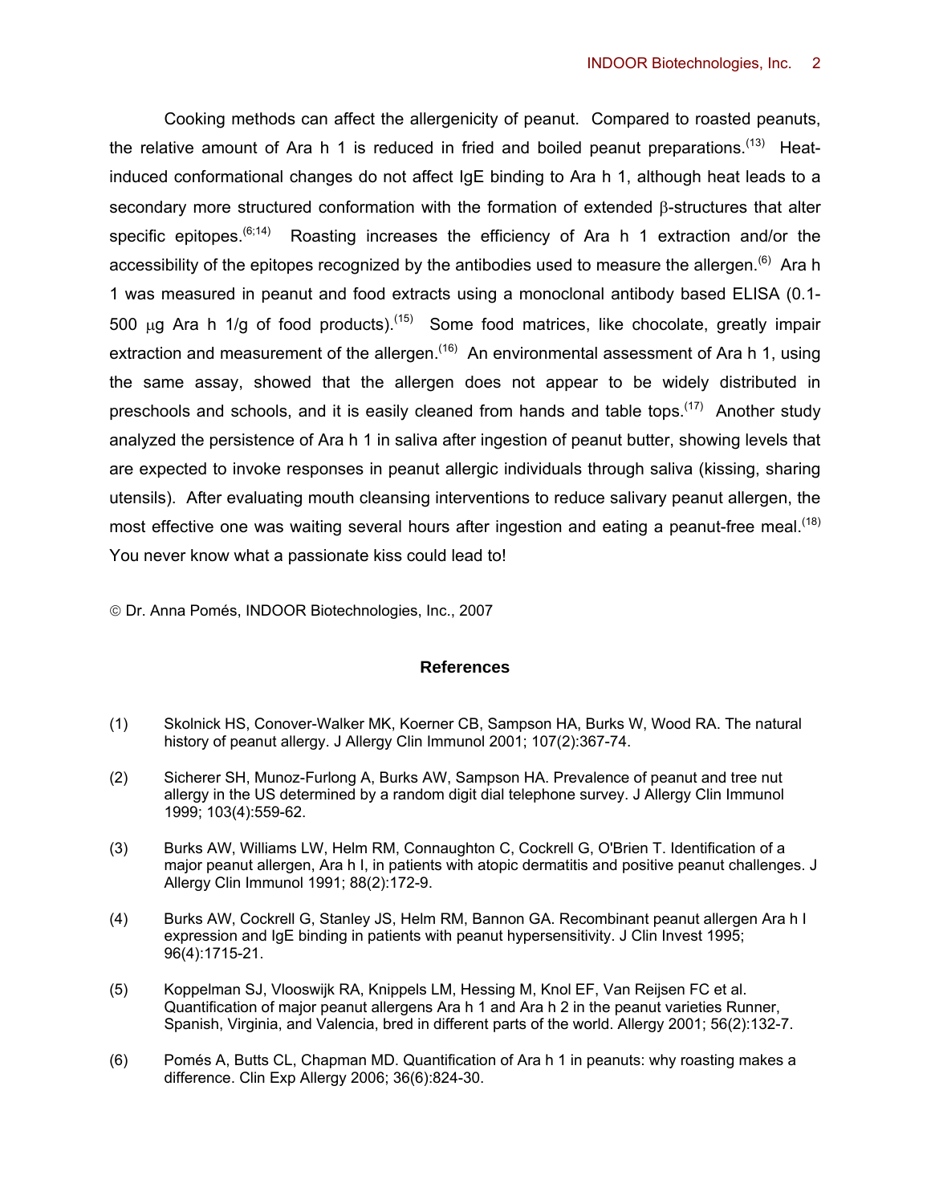Cooking methods can affect the allergenicity of peanut. Compared to roasted peanuts, the relative amount of Ara h 1 is reduced in fried and boiled peanut preparations.[13] Heat-induced conformational changes do not affect IgE binding to Ara h 1, although heat leads to a secondary more structured conformation with the formation of extended β-structures that alter specific epitopes.[6;14] Roasting increases the efficiency of Ara h 1 extraction and/or the accessibility of the epitopes recognized by the antibodies used to measure the allergen.[6] Ara h 1 was measured in peanut and food extracts using a monoclonal antibody based ELISA (0.1-500 μg Ara h 1/g of food products).[15] Some food matrices, like chocolate, greatly impair extraction and measurement of the allergen.[16] An environmental assessment of Ara h 1, using the same assay, showed that the allergen does not appear to be widely distributed in preschools and schools, and it is easily cleaned from hands and table tops.[17] Another study analyzed the persistence of Ara h 1 in saliva after ingestion of peanut butter, showing levels that are expected to invoke responses in peanut allergic individuals through saliva (kissing, sharing utensils). After evaluating mouth cleansing interventions to reduce salivary peanut allergen, the most effective one was waiting several hours after ingestion and eating a peanut-free meal.[18] You never know what a passionate kiss could lead to!

© Dr. Anna Pomés, INDOOR Biotechnologies, Inc., 2007

## References

(1) Skolnick HS, Conover-Walker MK, Koerner CB, Sampson HA, Burks W, Wood RA. The natural history of peanut allergy. J Allergy Clin Immunol 2001; 107(2):367-74.

(2) Sicherer SH, Munoz-Furlong A, Burks AW, Sampson HA. Prevalence of peanut and tree nut allergy in the US determined by a random digit dial telephone survey. J Allergy Clin Immunol 1999; 103(4):559-62.

(3) Burks AW, Williams LW, Helm RM, Connaughton C, Cockrell G, O'Brien T. Identification of a major peanut allergen, Ara h I, in patients with atopic dermatitis and positive peanut challenges. J Allergy Clin Immunol 1991; 88(2):172-9.

(4) Burks AW, Cockrell G, Stanley JS, Helm RM, Bannon GA. Recombinant peanut allergen Ara h I expression and IgE binding in patients with peanut hypersensitivity. J Clin Invest 1995; 96(4):1715-21.

(5) Koppelman SJ, Vlooswijk RA, Knippels LM, Hessing M, Knol EF, Van Reijsen FC et al. Quantification of major peanut allergens Ara h 1 and Ara h 2 in the peanut varieties Runner, Spanish, Virginia, and Valencia, bred in different parts of the world. Allergy 2001; 56(2):132-7.

(6) Pomés A, Butts CL, Chapman MD. Quantification of Ara h 1 in peanuts: why roasting makes a difference. Clin Exp Allergy 2006; 36(6):824-30.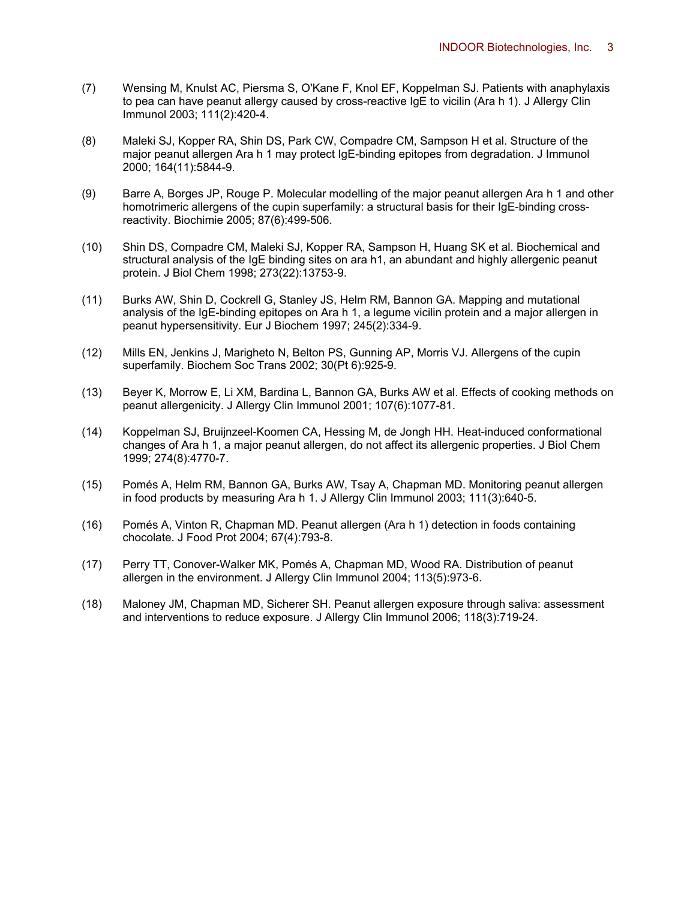(7) Wensing M, Knulst AC, Piersma S, O'Kane F, Knol EF, Koppelman SJ. Patients with anaphylaxis to pea can have peanut allergy caused by cross-reactive IgE to vicilin (Ara h 1). J Allergy Clin Immunol 2003; 111(2):420-4.

(8) Maleki SJ, Kopper RA, Shin DS, Park CW, Compadre CM, Sampson H et al. Structure of the major peanut allergen Ara h 1 may protect IgE-binding epitopes from degradation. J Immunol 2000; 164(11):5844-9.

(9) Barre A, Borges JP, Rouge P. Molecular modelling of the major peanut allergen Ara h 1 and other homotrimeric allergens of the cupin superfamily: a structural basis for their IgE-binding cross-reactivity. Biochimie 2005; 87(6):499-506.

(10) Shin DS, Compadre CM, Maleki SJ, Kopper RA, Sampson H, Huang SK et al. Biochemical and structural analysis of the IgE binding sites on ara h1, an abundant and highly allergenic peanut protein. J Biol Chem 1998; 273(22):13753-9.

(11) Burks AW, Shin D, Cockrell G, Stanley JS, Helm RM, Bannon GA. Mapping and mutational analysis of the IgE-binding epitopes on Ara h 1, a legume vicilin protein and a major allergen in peanut hypersensitivity. Eur J Biochem 1997; 245(2):334-9.

(12) Mills EN, Jenkins J, Marigheto N, Belton PS, Gunning AP, Morris VJ. Allergens of the cupin superfamily. Biochem Soc Trans 2002; 30(Pt 6):925-9.

(13) Beyer K, Morrow E, Li XM, Bardina L, Bannon GA, Burks AW et al. Effects of cooking methods on peanut allergenicity. J Allergy Clin Immunol 2001; 107(6):1077-81.

(14) Koppelman SJ, Bruijnzeel-Koomen CA, Hessing M, de Jongh HH. Heat-induced conformational changes of Ara h 1, a major peanut allergen, do not affect its allergenic properties. J Biol Chem 1999; 274(8):4770-7.

(15) Pomés A, Helm RM, Bannon GA, Burks AW, Tsay A, Chapman MD. Monitoring peanut allergen in food products by measuring Ara h 1. J Allergy Clin Immunol 2003; 111(3):640-5.

(16) Pomés A, Vinton R, Chapman MD. Peanut allergen (Ara h 1) detection in foods containing chocolate. J Food Prot 2004; 67(4):793-8.

(17) Perry TT, Conover-Walker MK, Pomés A, Chapman MD, Wood RA. Distribution of peanut allergen in the environment. J Allergy Clin Immunol 2004; 113(5):973-6.

(18) Maloney JM, Chapman MD, Sicherer SH. Peanut allergen exposure through saliva: assessment and interventions to reduce exposure. J Allergy Clin Immunol 2006; 118(3):719-24.